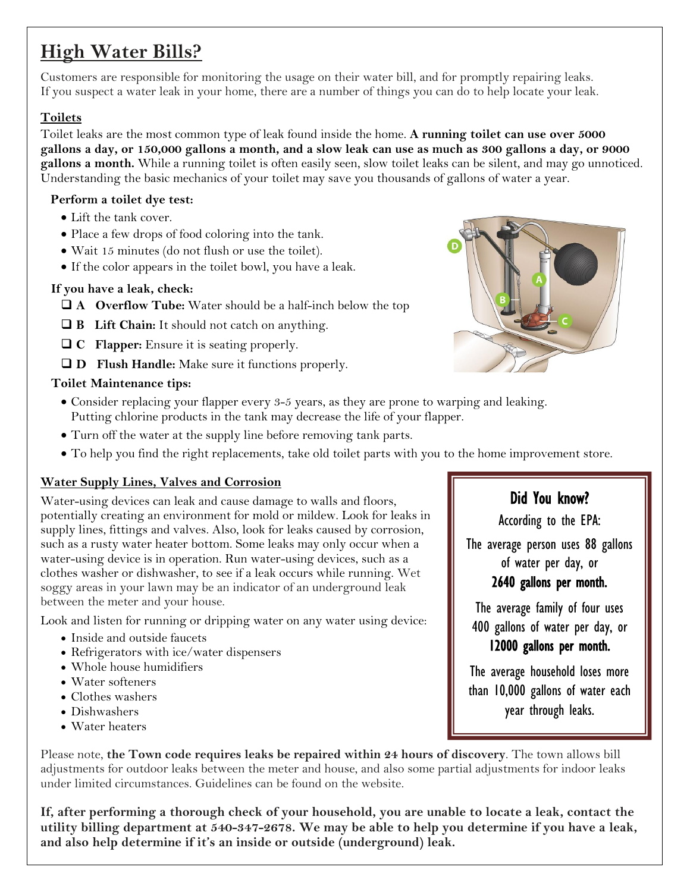# High Water Bills?

Customers are responsible for monitoring the usage on their water bill, and for promptly repairing leaks. If you suspect a water leak in your home, there are a number of things you can do to help locate your leak.

## Toilets

Toilet leaks are the most common type of leak found inside the home. **A running toilet can use over 5000 gallons a day, or 150,000 gallons a month, and a slow leak can use as much as 300 gallons a day, or 9000 gallons a month.** While a running toilet is often easily seen, slow toilet leaks can be silent, and may go unnoticed. Understanding the basic mechanics of your toilet may save you thousands of gallons of water a year.

**Perform a toilet dye test:**

- Lift the tank cover.
- Place a few drops of food coloring into the tank.
- Wait 15 minutes (do not flush or use the toilet).
- If the color appears in the toilet bowl, you have a leak.

**If you have a leak, check:**

- [ ] **A Overflow Tube:** Water should be a half-inch below the top
- [ ] **B Lift Chain:** It should not catch on anything.
- [ ] **C Flapper:** Ensure it is seating properly.
- [ ] **D Flush Handle:** Make sure it functions properly.

**Toilet Maintenance tips:**

- Consider replacing your flapper every 3-5 years, as they are prone to warping and leaking. Putting chlorine products in the tank may decrease the life of your flapper.
- Turn off the water at the supply line before removing tank parts.
- To help you find the right replacements, take old toilet parts with you to the home improvement store.

## Water Supply Lines, Valves and Corrosion

Water-using devices can leak and cause damage to walls and floors, potentially creating an environment for mold or mildew. Look for leaks in supply lines, fittings and valves. Also, look for leaks caused by corrosion, such as a rusty water heater bottom. Some leaks may only occur when a water-using device is in operation. Run water-using devices, such as a clothes washer or dishwasher, to see if a leak occurs while running. Wet soggy areas in your lawn may be an indicator of an underground leak between the meter and your house.

Look and listen for running or dripping water on any water using device:

- Inside and outside faucets
- Refrigerators with ice/water dispensers
- Whole house humidifiers
- Water softeners
- Clothes washers
- Dishwashers
- Water heaters

**Did You know?**

According to the EPA:

The average person uses 88 gallons of water per day, or **2640 gallons per month.**

The average family of four uses 400 gallons of water per day, or **12000 gallons per month.**

The average household loses more than 10,000 gallons of water each year through leaks.

Please note, **the Town code requires leaks be repaired within 24 hours of discovery**. The town allows bill adjustments for outdoor leaks between the meter and house, and also some partial adjustments for indoor leaks under limited circumstances. Guidelines can be found on the website.

**If, after performing a thorough check of your household, you are unable to locate a leak, contact the utility billing department at 540-347-2678. We may be able to help you determine if you have a leak, and also help determine if it's an inside or outside (underground) leak.**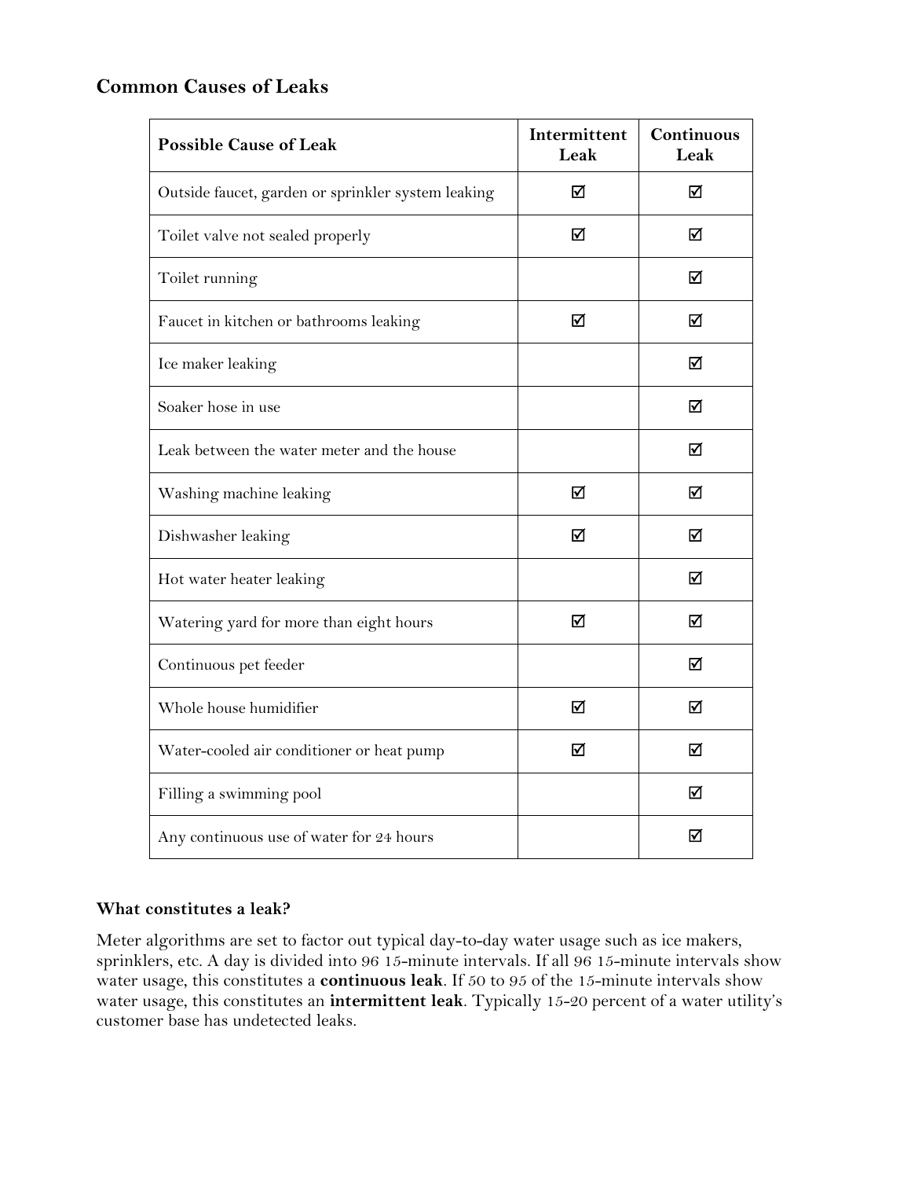## Common Causes of Leaks

| Possible Cause of Leak | Intermittent Leak | Continuous Leak |
|---|---|---|
| Outside faucet, garden or sprinkler system leaking | ☑ | ☑ |
| Toilet valve not sealed properly | ☑ | ☑ |
| Toilet running | | ☑ |
| Faucet in kitchen or bathrooms leaking | ☑ | ☑ |
| Ice maker leaking | | ☑ |
| Soaker hose in use | | ☑ |
| Leak between the water meter and the house | | ☑ |
| Washing machine leaking | ☑ | ☑ |
| Dishwasher leaking | ☑ | ☑ |
| Hot water heater leaking | | ☑ |
| Watering yard for more than eight hours | ☑ | ☑ |
| Continuous pet feeder | | ☑ |
| Whole house humidifier | ☑ | ☑ |
| Water-cooled air conditioner or heat pump | ☑ | ☑ |
| Filling a swimming pool | | ☑ |
| Any continuous use of water for 24 hours | | ☑ |

### What constitutes a leak?

Meter algorithms are set to factor out typical day-to-day water usage such as ice makers, sprinklers, etc. A day is divided into 96 15-minute intervals. If all 96 15-minute intervals show water usage, this constitutes a **continuous leak**. If 50 to 95 of the 15-minute intervals show water usage, this constitutes an **intermittent leak**. Typically 15-20 percent of a water utility's customer base has undetected leaks.